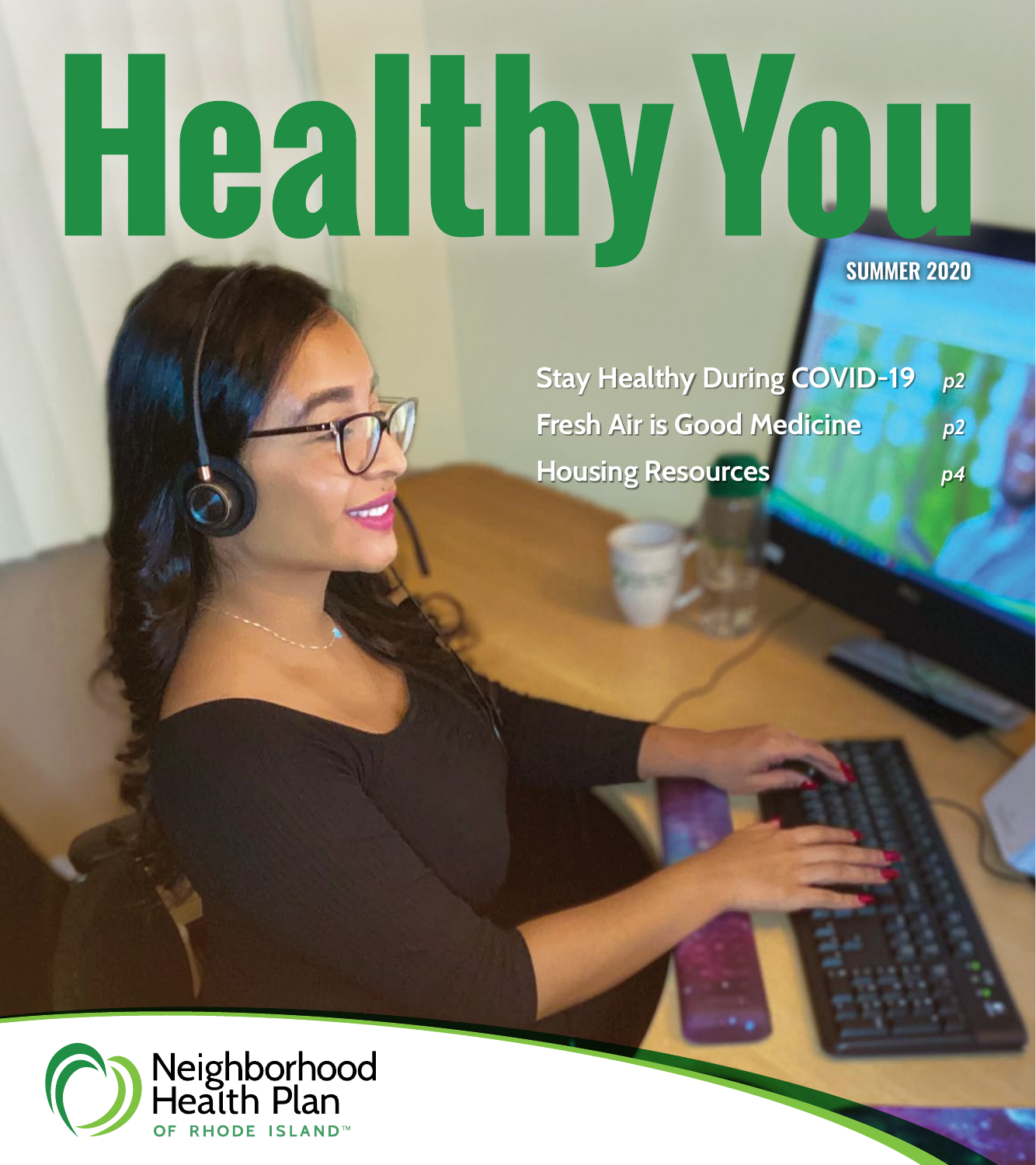# Healthy You

SUMMER 2020

**Stay Healthy During COVID-19** *p2*

**Fresh Air is Good Medicine** *p2*

**Housing Resources** *p4*

Neighborhood Health Plan OF RHODE ISLAND™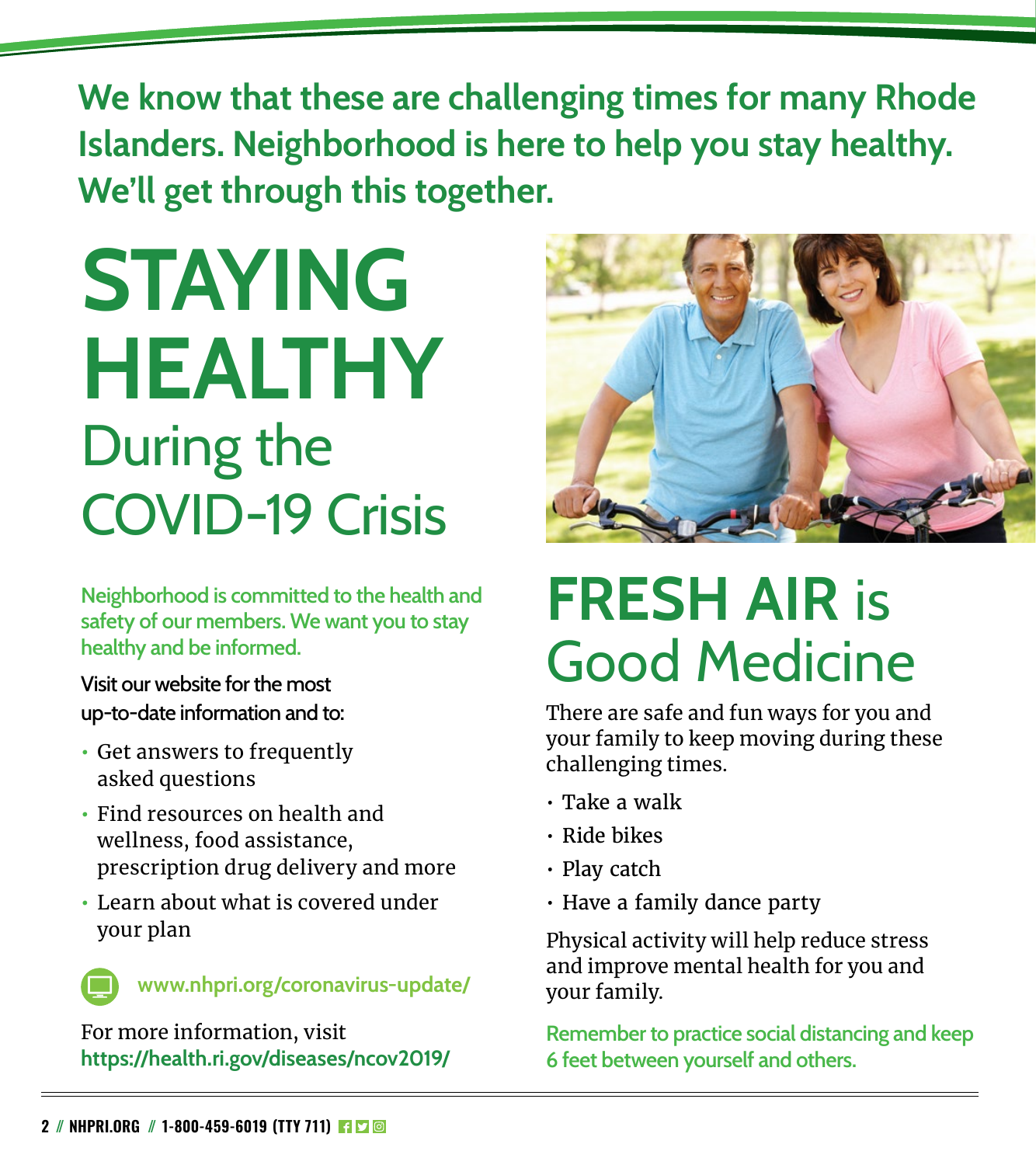**We know that these are challenging times for many Rhode Islanders. Neighborhood is here to help you stay healthy. We'll get through this together.**

# STAYING HEALTHY During the COVID-19 Crisis

**Neighborhood is committed to the health and safety of our members. We want you to stay healthy and be informed.**

Visit our website for the most up-to-date information and to:

- Get answers to frequently asked questions
- Find resources on health and wellness, food assistance, prescription drug delivery and more
- Learn about what is covered under your plan

**www.nhpri.org/coronavirus-update/**

For more information, visit **https://health.ri.gov/diseases/ncov2019/**

# FRESH AIR is Good Medicine

There are safe and fun ways for you and your family to keep moving during these challenging times.

- Take a walk
- Ride bikes
- Play catch
- Have a family dance party

Physical activity will help reduce stress and improve mental health for you and your family.

**Remember to practice social distancing and keep 6 feet between yourself and others.**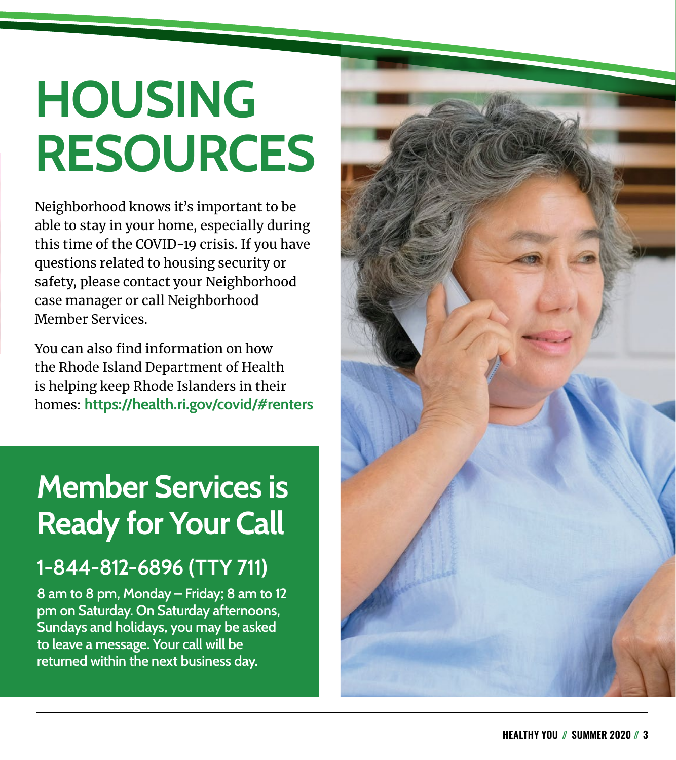# HOUSING RESOURCES

Neighborhood knows it's important to be able to stay in your home, especially during this time of the COVID-19 crisis. If you have questions related to housing security or safety, please contact your Neighborhood case manager or call Neighborhood Member Services.

You can also find information on how the Rhode Island Department of Health is helping keep Rhode Islanders in their homes: **https://health.ri.gov/covid/#renters**

## Member Services is Ready for Your Call

### 1-844-812-6896 (TTY 711)

**8 am to 8 pm, Monday – Friday; 8 am to 12 pm on Saturday. On Saturday afternoons, Sundays and holidays, you may be asked to leave a message. Your call will be returned within the next business day.**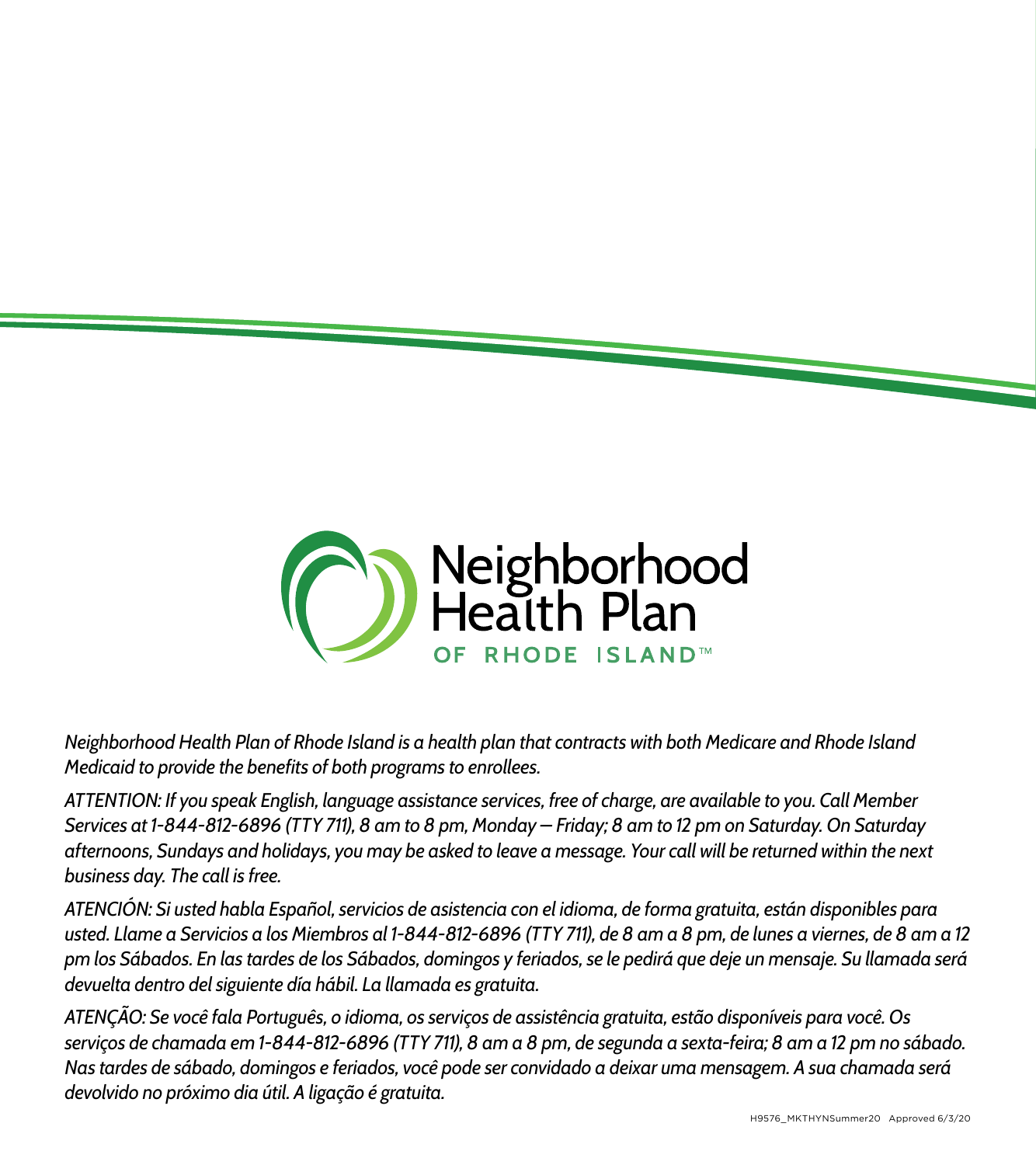Neighborhood Health Plan
OF RHODE ISLAND™

*Neighborhood Health Plan of Rhode Island is a health plan that contracts with both Medicare and Rhode Island Medicaid to provide the benefits of both programs to enrollees.*

*ATTENTION: If you speak English, language assistance services, free of charge, are available to you. Call Member Services at 1-844-812-6896 (TTY 711), 8 am to 8 pm, Monday – Friday; 8 am to 12 pm on Saturday. On Saturday afternoons, Sundays and holidays, you may be asked to leave a message. Your call will be returned within the next business day. The call is free.*

*ATENCIÓN: Si usted habla Español, servicios de asistencia con el idioma, de forma gratuita, están disponibles para usted. Llame a Servicios a los Miembros al 1-844-812-6896 (TTY 711), de 8 am a 8 pm, de lunes a viernes, de 8 am a 12 pm los Sábados. En las tardes de los Sábados, domingos y feriados, se le pedirá que deje un mensaje. Su llamada será devuelta dentro del siguiente día hábil. La llamada es gratuita.*

*ATENÇÃO: Se você fala Português, o idioma, os serviços de assistência gratuita, estão disponíveis para você. Os serviços de chamada em 1-844-812-6896 (TTY 711), 8 am a 8 pm, de segunda a sexta-feira; 8 am a 12 pm no sábado. Nas tardes de sábado, domingos e feriados, você pode ser convidado a deixar uma mensagem. A sua chamada será devolvido no próximo dia útil. A ligação é gratuita.*

H9576_MKTHYNSummer20 Approved 6/3/20